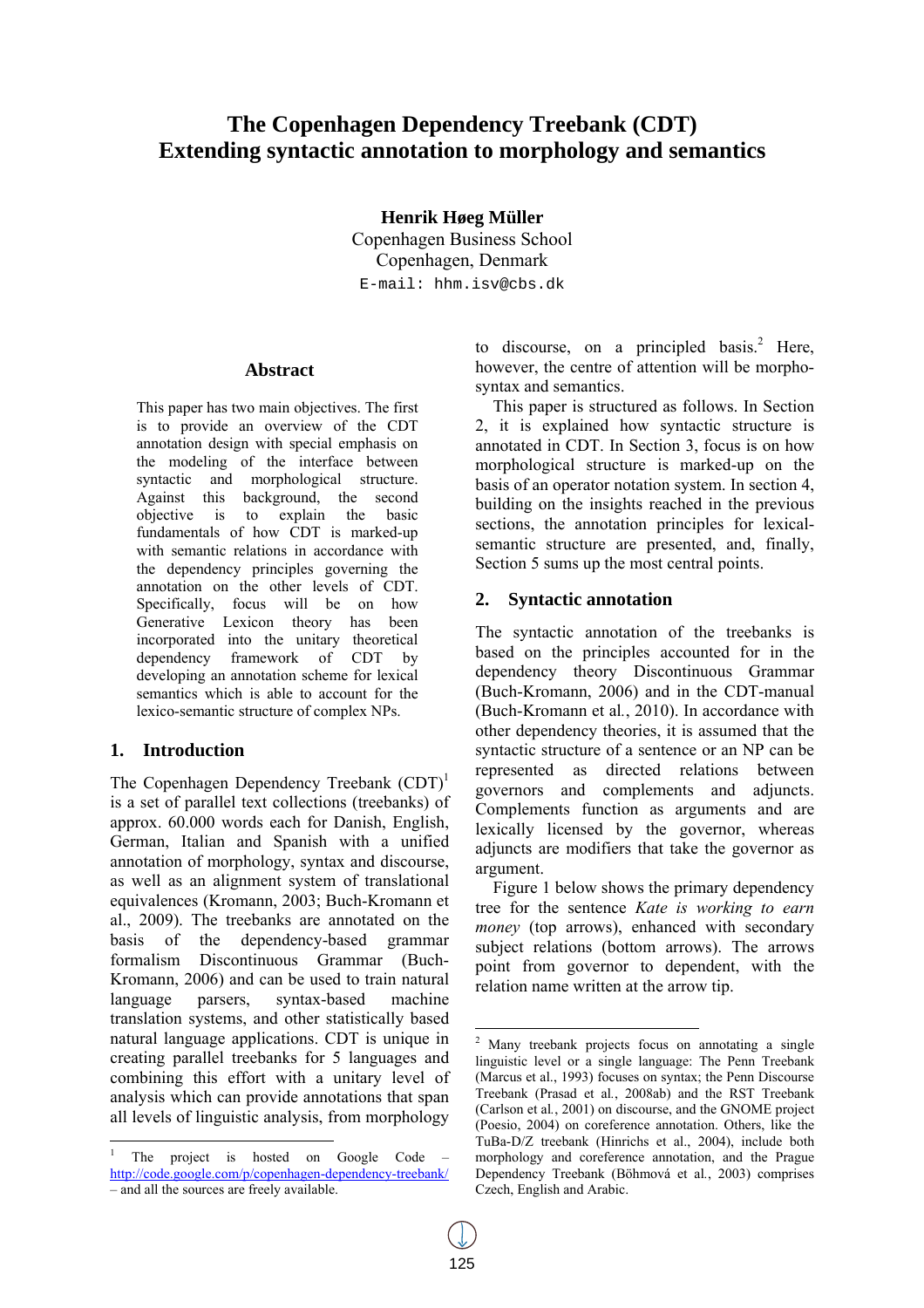# The Copenhagen Dependency Treebank (CDT)
# Extending syntactic annotation to morphology and semantics

**Henrik Høeg Müller**
Copenhagen Business School
Copenhagen, Denmark
E-mail: hhm.isv@cbs.dk

## Abstract

This paper has two main objectives. The first is to provide an overview of the CDT annotation design with special emphasis on the modeling of the interface between syntactic and morphological structure. Against this background, the second objective is to explain the basic fundamentals of how CDT is marked-up with semantic relations in accordance with the dependency principles governing the annotation on the other levels of CDT. Specifically, focus will be on how Generative Lexicon theory has been incorporated into the unitary theoretical dependency framework of CDT by developing an annotation scheme for lexical semantics which is able to account for the lexico-semantic structure of complex NPs.

## 1. Introduction

The Copenhagen Dependency Treebank (CDT)[1] is a set of parallel text collections (treebanks) of approx. 60.000 words each for Danish, English, German, Italian and Spanish with a unified annotation of morphology, syntax and discourse, as well as an alignment system of translational equivalences (Kromann, 2003; Buch-Kromann et al., 2009). The treebanks are annotated on the basis of the dependency-based grammar formalism Discontinuous Grammar (Buch-Kromann, 2006) and can be used to train natural language parsers, syntax-based machine translation systems, and other statistically based natural language applications. CDT is unique in creating parallel treebanks for 5 languages and combining this effort with a unitary level of analysis which can provide annotations that span all levels of linguistic analysis, from morphology to discourse, on a principled basis.[2] Here, however, the centre of attention will be morphosyntax and semantics.

This paper is structured as follows. In Section 2, it is explained how syntactic structure is annotated in CDT. In Section 3, focus is on how morphological structure is marked-up on the basis of an operator notation system. In section 4, building on the insights reached in the previous sections, the annotation principles for lexical-semantic structure are presented, and, finally, Section 5 sums up the most central points.

## 2. Syntactic annotation

The syntactic annotation of the treebanks is based on the principles accounted for in the dependency theory Discontinuous Grammar (Buch-Kromann, 2006) and in the CDT-manual (Buch-Kromann et al., 2010). In accordance with other dependency theories, it is assumed that the syntactic structure of a sentence or an NP can be represented as directed relations between governors and complements and adjuncts. Complements function as arguments and are lexically licensed by the governor, whereas adjuncts are modifiers that take the governor as argument.

Figure 1 below shows the primary dependency tree for the sentence *Kate is working to earn money* (top arrows), enhanced with secondary subject relations (bottom arrows). The arrows point from governor to dependent, with the relation name written at the arrow tip.

[1] The project is hosted on Google Code – http://code.google.com/p/copenhagen-dependency-treebank/ – and all the sources are freely available.

[2] Many treebank projects focus on annotating a single linguistic level or a single language: The Penn Treebank (Marcus et al., 1993) focuses on syntax; the Penn Discourse Treebank (Prasad et al., 2008ab) and the RST Treebank (Carlson et al., 2001) on discourse, and the GNOME project (Poesio, 2004) on coreference annotation. Others, like the TuBa-D/Z treebank (Hinrichs et al., 2004), include both morphology and coreference annotation, and the Prague Dependency Treebank (Böhmová et al., 2003) comprises Czech, English and Arabic.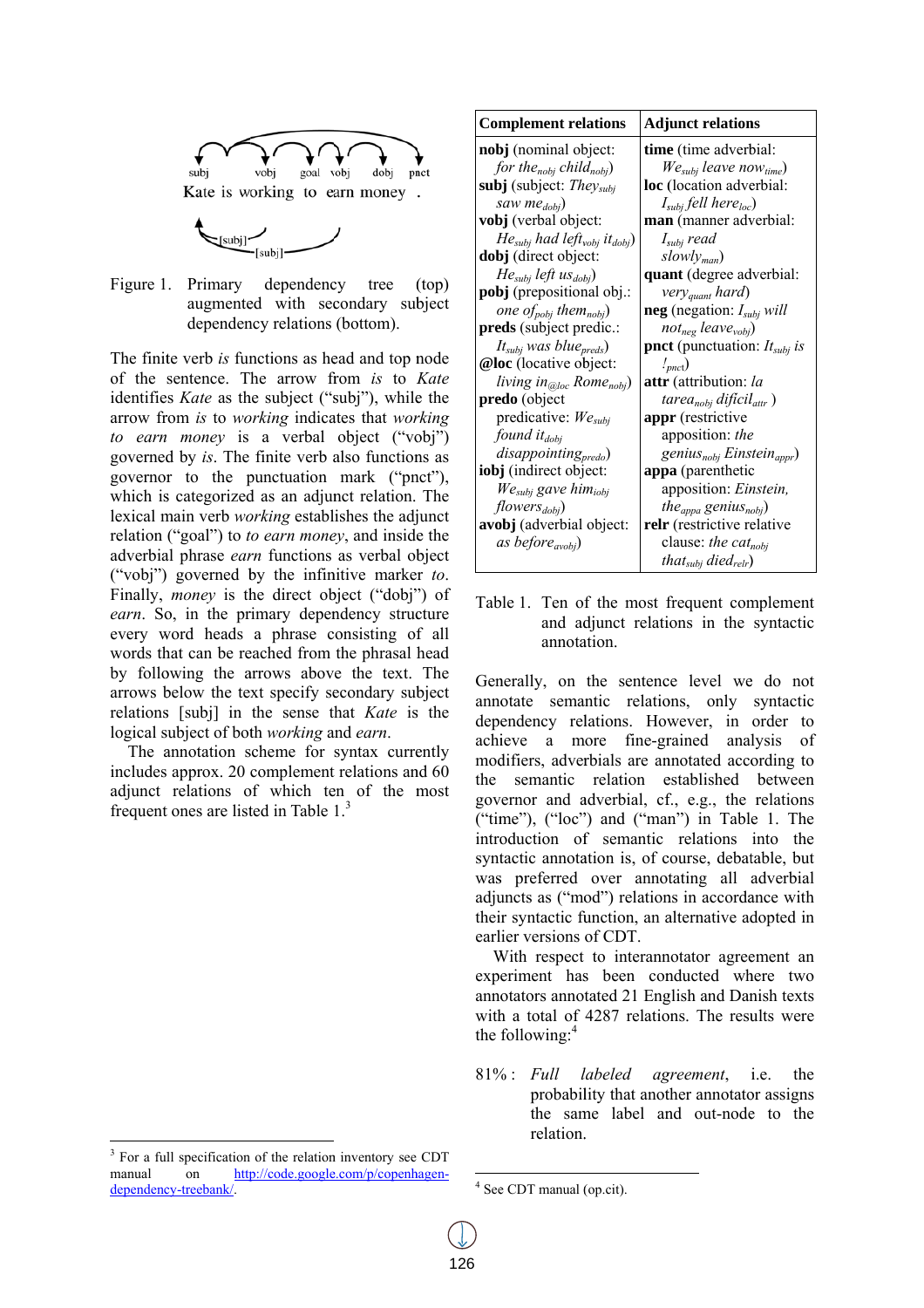Figure 1. Primary dependency tree (top) augmented with secondary subject dependency relations (bottom).

The finite verb *is* functions as head and top node of the sentence. The arrow from *is* to *Kate* identifies *Kate* as the subject ("subj"), while the arrow from *is* to *working* indicates that *working to earn money* is a verbal object ("vobj") governed by *is*. The finite verb also functions as governor to the punctuation mark ("pnct"), which is categorized as an adjunct relation. The lexical main verb *working* establishes the adjunct relation ("goal") to *to earn money*, and inside the adverbial phrase *earn* functions as verbal object ("vobj") governed by the infinitive marker *to*. Finally, *money* is the direct object ("dobj") of *earn*. So, in the primary dependency structure every word heads a phrase consisting of all words that can be reached from the phrasal head by following the arrows above the text. The arrows below the text specify secondary subject relations [subj] in the sense that *Kate* is the logical subject of both *working* and *earn*.

The annotation scheme for syntax currently includes approx. 20 complement relations and 60 adjunct relations of which ten of the most frequent ones are listed in Table 1.[3]

| Complement relations | Adjunct relations |
|---|---|
| **nobj** (nominal object: *for the$_{nobj}$ child$_{nobj}$*) | **time** (time adverbial: *We$_{subj}$ leave now$_{time}$*) |
| **subj** (subject: *They$_{subj}$ saw me$_{dobj}$*) | **loc** (location adverbial: *I$_{subj}$ fell here$_{loc}$*) |
| **vobj** (verbal object: *He$_{subj}$ had left$_{vobj}$ it$_{dobj}$*) | **man** (manner adverbial: *I$_{subj}$ read slowly$_{man}$*) |
| **dobj** (direct object: *He$_{subj}$ left us$_{dobj}$*) | **quant** (degree adverbial: *very$_{quant}$ hard*) |
| **pobj** (prepositional obj.: *one of$_{pobj}$ them$_{nobj}$*) | **neg** (negation: *I$_{subj}$ will not$_{neg}$ leave$_{vobj}$*) |
| **preds** (subject predic.: *It$_{subj}$ was blue$_{preds}$*) | **pnct** (punctuation: *It$_{subj}$ is !$_{pnct}$*) |
| **@loc** (locative object: *living in$_{@loc}$ Rome$_{nobj}$*) | **attr** (attribution: *la tarea$_{nobj}$ dificil$_{attr}$*) |
| **predo** (object predicative: *We$_{subj}$ found it$_{dobj}$ disappointing$_{predo}$*) | **appr** (restrictive apposition: *the genius$_{nobj}$ Einstein$_{appr}$*) |
| **iobj** (indirect object: *We$_{subj}$ gave him$_{iobj}$ flowers$_{dobj}$*) | **appa** (parenthetic apposition: *Einstein, the$_{appa}$ genius$_{nobj}$*) |
| **avobj** (adverbial object: *as before$_{avobj}$*) | **relr** (restrictive relative clause: *the cat$_{nobj}$ that$_{subj}$ died$_{relr}$*) |

Table 1. Ten of the most frequent complement and adjunct relations in the syntactic annotation.

Generally, on the sentence level we do not annotate semantic relations, only syntactic dependency relations. However, in order to achieve a more fine-grained analysis of modifiers, adverbials are annotated according to the semantic relation established between governor and adverbial, cf., e.g., the relations ("time"), ("loc") and ("man") in Table 1. The introduction of semantic relations into the syntactic annotation is, of course, debatable, but was preferred over annotating all adverbial adjuncts as ("mod") relations in accordance with their syntactic function, an alternative adopted in earlier versions of CDT.

With respect to interannotator agreement an experiment has been conducted where two annotators annotated 21 English and Danish texts with a total of 4287 relations. The results were the following:[4]

81% : *Full labeled agreement*, i.e. the probability that another annotator assigns the same label and out-node to the relation.

[3] For a full specification of the relation inventory see CDT manual on http://code.google.com/p/copenhagen-dependency-treebank/.

[4] See CDT manual (op.cit).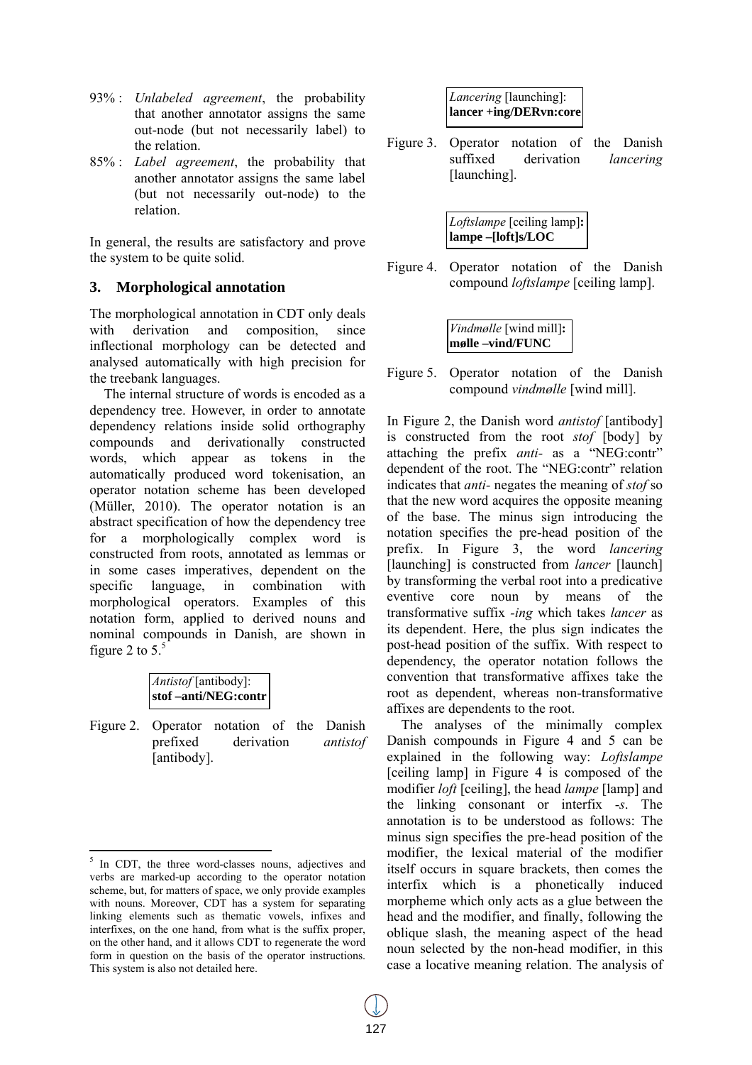93% : *Unlabeled agreement*, the probability that another annotator assigns the same out-node (but not necessarily label) to the relation.

85% : *Label agreement*, the probability that another annotator assigns the same label (but not necessarily out-node) to the relation.

In general, the results are satisfactory and prove the system to be quite solid.

## 3. Morphological annotation

The morphological annotation in CDT only deals with derivation and composition, since inflectional morphology can be detected and analysed automatically with high precision for the treebank languages.

The internal structure of words is encoded as a dependency tree. However, in order to annotate dependency relations inside solid orthography compounds and derivationally constructed words, which appear as tokens in the automatically produced word tokenisation, an operator notation scheme has been developed (Müller, 2010). The operator notation is an abstract specification of how the dependency tree for a morphologically complex word is constructed from roots, annotated as lemmas or in some cases imperatives, dependent on the specific language, in combination with morphological operators. Examples of this notation form, applied to derived nouns and nominal compounds in Danish, are shown in figure 2 to 5.[5]

*Antistof* [antibody]:
**stof –anti/NEG:contr**

Figure 2. Operator notation of the Danish prefixed derivation *antistof* [antibody].

*Lancering* [launching]:
**lancer +ing/DERvn:core**

Figure 3. Operator notation of the Danish suffixed derivation *lancering* [launching].

*Loftslampe* [ceiling lamp]**:**
**lampe –[loft]s/LOC**

Figure 4. Operator notation of the Danish compound *loftslampe* [ceiling lamp].

*Vindmølle* [wind mill]**:**
**mølle –vind/FUNC**

Figure 5. Operator notation of the Danish compound *vindmølle* [wind mill].

In Figure 2, the Danish word *antistof* [antibody] is constructed from the root *stof* [body] by attaching the prefix *anti-* as a "NEG:contr" dependent of the root. The "NEG:contr" relation indicates that *anti-* negates the meaning of *stof* so that the new word acquires the opposite meaning of the base. The minus sign introducing the notation specifies the pre-head position of the prefix. In Figure 3, the word *lancering* [launching] is constructed from *lancer* [launch] by transforming the verbal root into a predicative eventive core noun by means of the transformative suffix *-ing* which takes *lancer* as its dependent. Here, the plus sign indicates the post-head position of the suffix. With respect to dependency, the operator notation follows the convention that transformative affixes take the root as dependent, whereas non-transformative affixes are dependents to the root.

The analyses of the minimally complex Danish compounds in Figure 4 and 5 can be explained in the following way: *Loftslampe* [ceiling lamp] in Figure 4 is composed of the modifier *loft* [ceiling], the head *lampe* [lamp] and the linking consonant or interfix *-s*. The annotation is to be understood as follows: The minus sign specifies the pre-head position of the modifier, the lexical material of the modifier itself occurs in square brackets, then comes the interfix which is a phonetically induced morpheme which only acts as a glue between the head and the modifier, and finally, following the oblique slash, the meaning aspect of the head noun selected by the non-head modifier, in this case a locative meaning relation. The analysis of

---

[5] In CDT, the three word-classes nouns, adjectives and verbs are marked-up according to the operator notation scheme, but, for matters of space, we only provide examples with nouns. Moreover, CDT has a system for separating linking elements such as thematic vowels, infixes and interfixes, on the one hand, from what is the suffix proper, on the other hand, and it allows CDT to regenerate the word form in question on the basis of the operator instructions. This system is also not detailed here.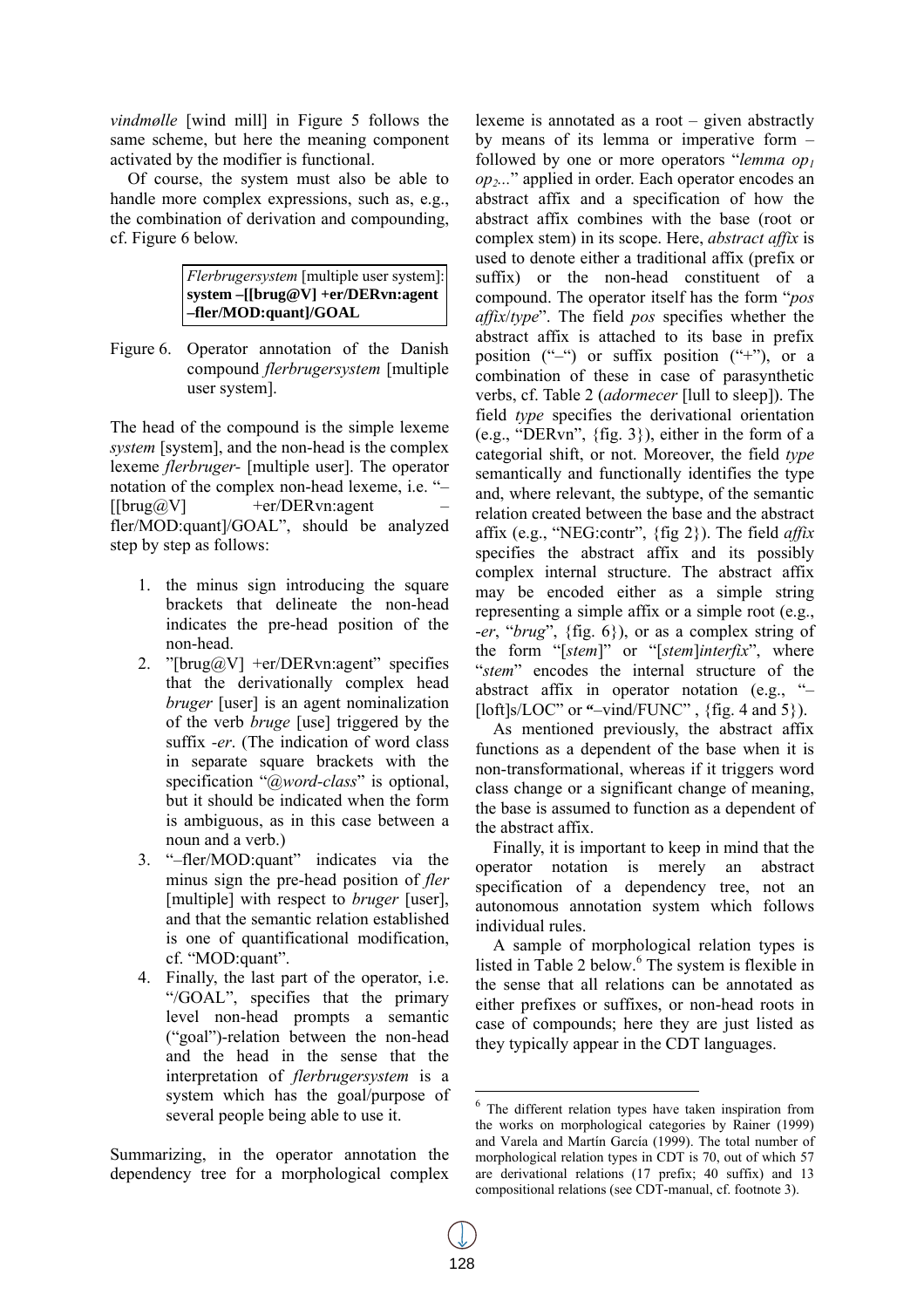*vindmølle* [wind mill] in Figure 5 follows the same scheme, but here the meaning component activated by the modifier is functional.

Of course, the system must also be able to handle more complex expressions, such as, e.g., the combination of derivation and compounding, cf. Figure 6 below.

| *Flerbrugersystem* [multiple user system]: **system –[[brug@V] +er/DERvn:agent –fler/MOD:quant]/GOAL** |
|---|

Figure 6. Operator annotation of the Danish compound *flerbrugersystem* [multiple user system].

The head of the compound is the simple lexeme *system* [system], and the non-head is the complex lexeme *flerbruger-* [multiple user]. The operator notation of the complex non-head lexeme, i.e. "–[[brug@V] +er/DERvn:agent –fler/MOD:quant]/GOAL", should be analyzed step by step as follows:

1. the minus sign introducing the square brackets that delineate the non-head indicates the pre-head position of the non-head.
2. "[brug@V] +er/DERvn:agent" specifies that the derivationally complex head *bruger* [user] is an agent nominalization of the verb *bruge* [use] triggered by the suffix *-er*. (The indication of word class in separate square brackets with the specification "*@word-class*" is optional, but it should be indicated when the form is ambiguous, as in this case between a noun and a verb.)
3. "–fler/MOD:quant" indicates via the minus sign the pre-head position of *fler* [multiple] with respect to *bruger* [user], and that the semantic relation established is one of quantificational modification, cf. "MOD:quant".
4. Finally, the last part of the operator, i.e. "/GOAL", specifies that the primary level non-head prompts a semantic ("goal")-relation between the non-head and the head in the sense that the interpretation of *flerbrugersystem* is a system which has the goal/purpose of several people being able to use it.

Summarizing, in the operator annotation the dependency tree for a morphological complex lexeme is annotated as a root – given abstractly by means of its lemma or imperative form – followed by one or more operators "*lemma* $op_1$ $op_2$..." applied in order. Each operator encodes an abstract affix and a specification of how the abstract affix combines with the base (root or complex stem) in its scope. Here, *abstract affix* is used to denote either a traditional affix (prefix or suffix) or the non-head constituent of a compound. The operator itself has the form "*pos affix*/*type*". The field *pos* specifies whether the abstract affix is attached to its base in prefix position ("–") or suffix position ("+"), or a combination of these in case of parasynthetic verbs, cf. Table 2 (*adormecer* [lull to sleep]). The field *type* specifies the derivational orientation (e.g., "DERvn", {fig. 3}), either in the form of a categorial shift, or not. Moreover, the field *type* semantically and functionally identifies the type and, where relevant, the subtype, of the semantic relation created between the base and the abstract affix (e.g., "NEG:contr", {fig 2}). The field *affix* specifies the abstract affix and its possibly complex internal structure. The abstract affix may be encoded either as a simple string representing a simple affix or a simple root (e.g., *-er*, "*brug*", {fig. 6}), or as a complex string of the form "[*stem*]" or "[*stem*]*interfix*", where "*stem*" encodes the internal structure of the abstract affix in operator notation (e.g., "–[loft]s/LOC" or "–vind/FUNC" , {fig. 4 and 5}).

As mentioned previously, the abstract affix functions as a dependent of the base when it is non-transformational, whereas if it triggers word class change or a significant change of meaning, the base is assumed to function as a dependent of the abstract affix.

Finally, it is important to keep in mind that the operator notation is merely an abstract specification of a dependency tree, not an autonomous annotation system which follows individual rules.

A sample of morphological relation types is listed in Table 2 below.[6] The system is flexible in the sense that all relations can be annotated as either prefixes or suffixes, or non-head roots in case of compounds; here they are just listed as they typically appear in the CDT languages.

[6] The different relation types have taken inspiration from the works on morphological categories by Rainer (1999) and Varela and Martín García (1999). The total number of morphological relation types in CDT is 70, out of which 57 are derivational relations (17 prefix; 40 suffix) and 13 compositional relations (see CDT-manual, cf. footnote 3).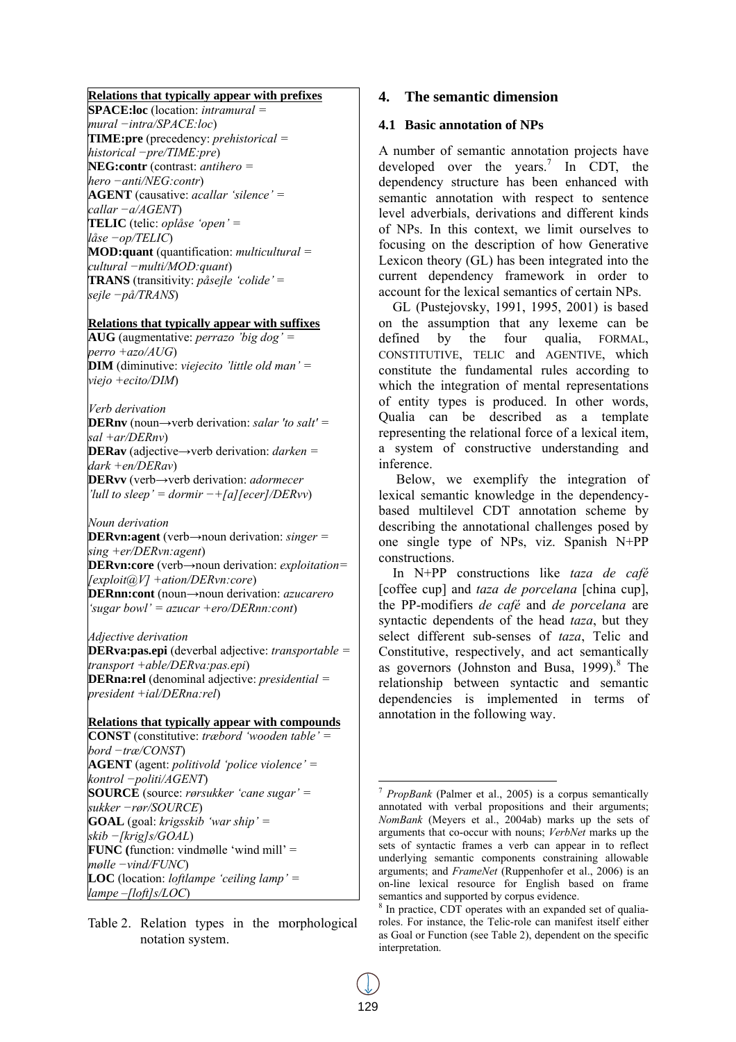**Relations that typically appear with prefixes**

**SPACE:loc** (location: *intramural = mural −intra/SPACE:loc*)
**TIME:pre** (precedency: *prehistorical = historical −pre/TIME:pre*)
**NEG:contr** (contrast: *antihero = hero −anti/NEG:contr*)
**AGENT** (causative: *acallar 'silence' = callar −a/AGENT*)
**TELIC** (telic: *oplåse 'open' = låse −op/TELIC*)
**MOD:quant** (quantification: *multicultural = cultural −multi/MOD:quant*)
**TRANS** (transitivity: *påsejle 'colide' = sejle −på/TRANS*)

**Relations that typically appear with suffixes**

**AUG** (augmentative: *perrazo 'big dog' = perro +azo/AUG*)
**DIM** (diminutive: *viejecito 'little old man' = viejo +ecito/DIM*)

*Verb derivation*
**DERnv** (noun→verb derivation: *salar 'to salt' = sal +ar/DERnv*)
**DERav** (adjective→verb derivation: *darken = dark +en/DERav*)
**DERvv** (verb→verb derivation: *adormecer 'lull to sleep' = dormir −+[a][ecer]/DERvv*)

*Noun derivation*
**DERvn:agent** (verb→noun derivation: *singer = sing +er/DERvn:agent*)
**DERvn:core** (verb→noun derivation: *exploitation= [exploit@V] +ation/DERvn:core*)
**DERnn:cont** (noun→noun derivation: *azucarero 'sugar bowl' = azucar +ero/DERnn:cont*)

*Adjective derivation*
**DERva:pas.epi** (deverbal adjective: *transportable = transport +able/DERva:pas.epi*)
**DERna:rel** (denominal adjective: *presidential = president +ial/DERna:rel*)

**Relations that typically appear with compounds**

**CONST** (constitutive: *træbord 'wooden table' = bord −træ/CONST*)
**AGENT** (agent: *politivold 'police violence' = kontrol −politi/AGENT*)
**SOURCE** (source: *rørsukker 'cane sugar' = sukker −rør/SOURCE*)
**GOAL** (goal: *krigsskib 'war ship' = skib −[krig]s/GOAL*)
**FUNC (**function: vindmølle 'wind mill' = *mølle −vind/FUNC*)
**LOC** (location: *loftlampe 'ceiling lamp' = lampe −[loft]s/LOC*)

Table 2. Relation types in the morphological notation system.

## 4. The semantic dimension

### 4.1 Basic annotation of NPs

A number of semantic annotation projects have developed over the years.[7] In CDT, the dependency structure has been enhanced with semantic annotation with respect to sentence level adverbials, derivations and different kinds of NPs. In this context, we limit ourselves to focusing on the description of how Generative Lexicon theory (GL) has been integrated into the current dependency framework in order to account for the lexical semantics of certain NPs.

GL (Pustejovsky, 1991, 1995, 2001) is based on the assumption that any lexeme can be defined by the four qualia, FORMAL, CONSTITUTIVE, TELIC and AGENTIVE, which constitute the fundamental rules according to which the integration of mental representations of entity types is produced. In other words, Qualia can be described as a template representing the relational force of a lexical item, a system of constructive understanding and inference.

Below, we exemplify the integration of lexical semantic knowledge in the dependency-based multilevel CDT annotation scheme by describing the annotational challenges posed by one single type of NPs, viz. Spanish N+PP constructions.

In N+PP constructions like *taza de café* [coffee cup] and *taza de porcelana* [china cup], the PP-modifiers *de café* and *de porcelana* are syntactic dependents of the head *taza*, but they select different sub-senses of *taza*, Telic and Constitutive, respectively, and act semantically as governors (Johnston and Busa, 1999).[8] The relationship between syntactic and semantic dependencies is implemented in terms of annotation in the following way.

---

[7] *PropBank* (Palmer et al., 2005) is a corpus semantically annotated with verbal propositions and their arguments; *NomBank* (Meyers et al., 2004ab) marks up the sets of arguments that co-occur with nouns; *VerbNet* marks up the sets of syntactic frames a verb can appear in to reflect underlying semantic components constraining allowable arguments; and *FrameNet* (Ruppenhofer et al., 2006) is an on-line lexical resource for English based on frame semantics and supported by corpus evidence.

[8] In practice, CDT operates with an expanded set of qualia-roles. For instance, the Telic-role can manifest itself either as Goal or Function (see Table 2), dependent on the specific interpretation.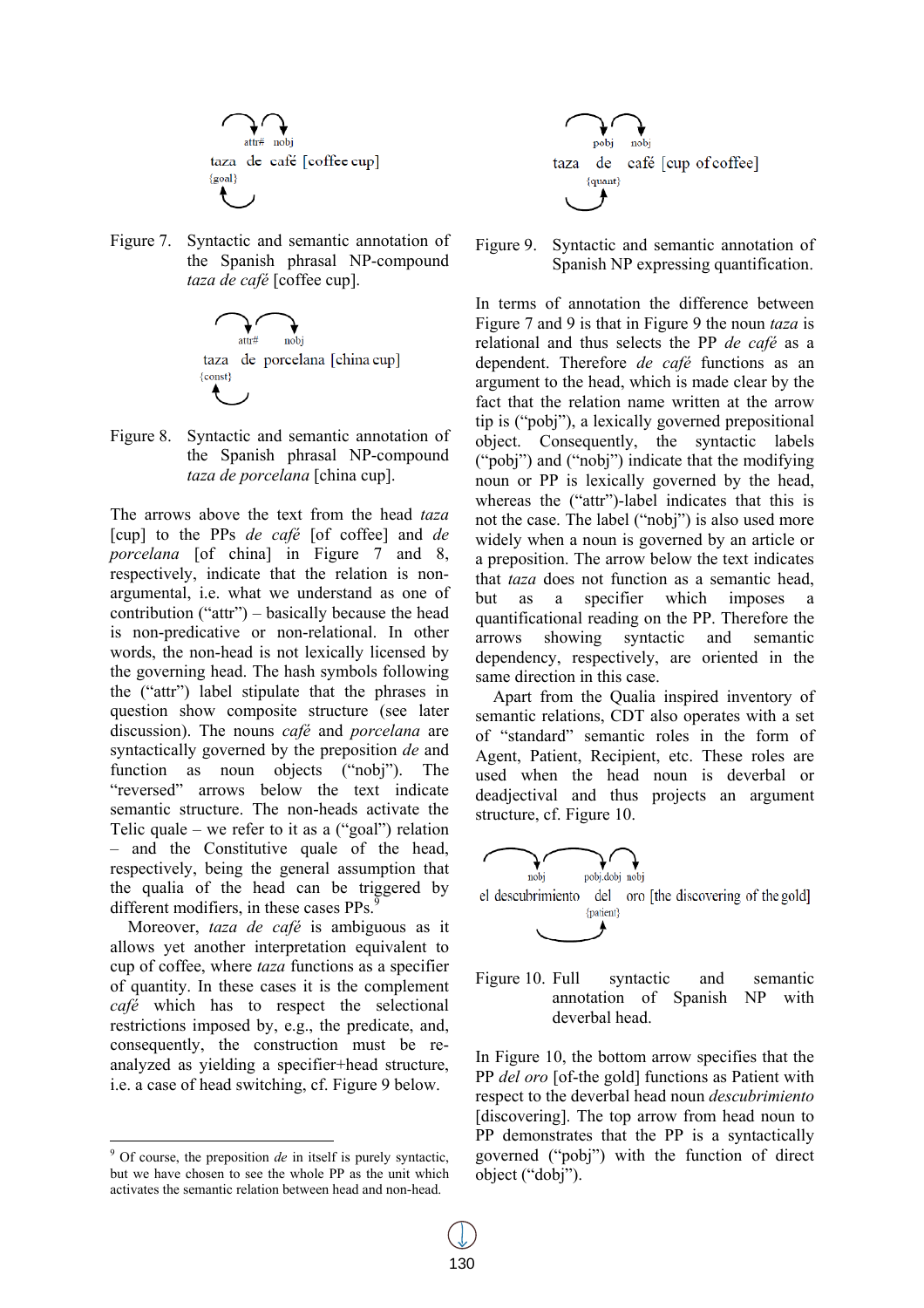taza de café [coffee cup]

Figure 7. Syntactic and semantic annotation of the Spanish phrasal NP-compound *taza de café* [coffee cup].

taza de porcelana [china cup]

Figure 8. Syntactic and semantic annotation of the Spanish phrasal NP-compound *taza de porcelana* [china cup].

The arrows above the text from the head *taza* [cup] to the PPs *de café* [of coffee] and *de porcelana* [of china] in Figure 7 and 8, respectively, indicate that the relation is non-argumental, i.e. what we understand as one of contribution ("attr") – basically because the head is non-predicative or non-relational. In other words, the non-head is not lexically licensed by the governing head. The hash symbols following the ("attr") label stipulate that the phrases in question show composite structure (see later discussion). The nouns *café* and *porcelana* are syntactically governed by the preposition *de* and function as noun objects ("nobj"). The "reversed" arrows below the text indicate semantic structure. The non-heads activate the Telic quale – we refer to it as a ("goal") relation – and the Constitutive quale of the head, respectively, being the general assumption that the qualia of the head can be triggered by different modifiers, in these cases PPs.[9]

Moreover, *taza de café* is ambiguous as it allows yet another interpretation equivalent to cup of coffee, where *taza* functions as a specifier of quantity. In these cases it is the complement *café* which has to respect the selectional restrictions imposed by, e.g., the predicate, and, consequently, the construction must be re-analyzed as yielding a specifier+head structure, i.e. a case of head switching, cf. Figure 9 below.

taza de café [cup of coffee]

Figure 9. Syntactic and semantic annotation of Spanish NP expressing quantification.

In terms of annotation the difference between Figure 7 and 9 is that in Figure 9 the noun *taza* is relational and thus selects the PP *de café* as a dependent. Therefore *de café* functions as an argument to the head, which is made clear by the fact that the relation name written at the arrow tip is ("pobj"), a lexically governed prepositional object. Consequently, the syntactic labels ("pobj") and ("nobj") indicate that the modifying noun or PP is lexically governed by the head, whereas the ("attr")-label indicates that this is not the case. The label ("nobj") is also used more widely when a noun is governed by an article or a preposition. The arrow below the text indicates that *taza* does not function as a semantic head, but as a specifier which imposes a quantificational reading on the PP. Therefore the arrows showing syntactic and semantic dependency, respectively, are oriented in the same direction in this case.

Apart from the Qualia inspired inventory of semantic relations, CDT also operates with a set of "standard" semantic roles in the form of Agent, Patient, Recipient, etc. These roles are used when the head noun is deverbal or deadjectival and thus projects an argument structure, cf. Figure 10.

el descubrimiento del oro [the discovering of the gold]

Figure 10. Full syntactic and semantic annotation of Spanish NP with deverbal head.

In Figure 10, the bottom arrow specifies that the PP *del oro* [of-the gold] functions as Patient with respect to the deverbal head noun *descubrimiento* [discovering]. The top arrow from head noun to PP demonstrates that the PP is a syntactically governed ("pobj") with the function of direct object ("dobj").

---

[9] Of course, the preposition *de* in itself is purely syntactic, but we have chosen to see the whole PP as the unit which activates the semantic relation between head and non-head.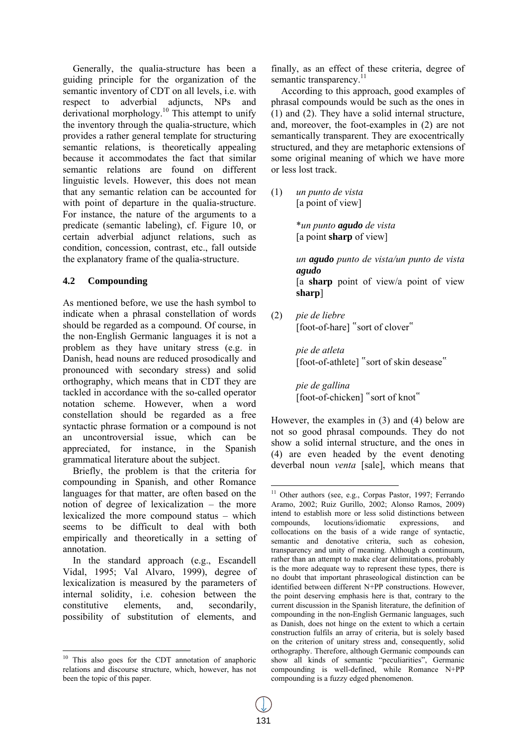Generally, the qualia-structure has been a guiding principle for the organization of the semantic inventory of CDT on all levels, i.e. with respect to adverbial adjuncts, NPs and derivational morphology.[10] This attempt to unify the inventory through the qualia-structure, which provides a rather general template for structuring semantic relations, is theoretically appealing because it accommodates the fact that similar semantic relations are found on different linguistic levels. However, this does not mean that any semantic relation can be accounted for with point of departure in the qualia-structure. For instance, the nature of the arguments to a predicate (semantic labeling), cf. Figure 10, or certain adverbial adjunct relations, such as condition, concession, contrast, etc., fall outside the explanatory frame of the qualia-structure.

## 4.2 Compounding

As mentioned before, we use the hash symbol to indicate when a phrasal constellation of words should be regarded as a compound. Of course, in the non-English Germanic languages it is not a problem as they have unitary stress (e.g. in Danish, head nouns are reduced prosodically and pronounced with secondary stress) and solid orthography, which means that in CDT they are tackled in accordance with the so-called operator notation scheme. However, when a word constellation should be regarded as a free syntactic phrase formation or a compound is not an uncontroversial issue, which can be appreciated, for instance, in the Spanish grammatical literature about the subject.

Briefly, the problem is that the criteria for compounding in Spanish, and other Romance languages for that matter, are often based on the notion of degree of lexicalization – the more lexicalized the more compound status – which seems to be difficult to deal with both empirically and theoretically in a setting of annotation.

In the standard approach (e.g., Escandell Vidal, 1995; Val Alvaro, 1999), degree of lexicalization is measured by the parameters of internal solidity, i.e. cohesion between the constitutive elements, and, secondarily, possibility of substitution of elements, and finally, as an effect of these criteria, degree of semantic transparency.[11]

According to this approach, good examples of phrasal compounds would be such as the ones in (1) and (2). They have a solid internal structure, and, moreover, the foot-examples in (2) are not semantically transparent. They are exocentrically structured, and they are metaphoric extensions of some original meaning of which we have more or less lost track.

(1) *un punto de vista*
[a point of view]

*\*un punto **agudo** de vista*
[a point **sharp** of view]

*un **agudo** punto de vista/un punto de vista **agudo***
[a **sharp** point of view/a point of view **sharp**]

(2) *pie de liebre*
[foot-of-hare] "sort of clover"

*pie de atleta*
[foot-of-athlete] "sort of skin desease"

*pie de gallina*
[foot-of-chicken] "sort of knot"

However, the examples in (3) and (4) below are not so good phrasal compounds. They do not show a solid internal structure, and the ones in (4) are even headed by the event denoting deverbal noun *venta* [sale], which means that

---

[10] This also goes for the CDT annotation of anaphoric relations and discourse structure, which, however, has not been the topic of this paper.

[11] Other authors (see, e.g., Corpas Pastor, 1997; Ferrando Aramo, 2002; Ruiz Gurillo, 2002; Alonso Ramos, 2009) intend to establish more or less solid distinctions between compounds, locutions/idiomatic expressions, and collocations on the basis of a wide range of syntactic, semantic and denotative criteria, such as cohesion, transparency and unity of meaning. Although a continuum, rather than an attempt to make clear delimitations, probably is the more adequate way to represent these types, there is no doubt that important phraseological distinction can be identified between different N+PP constructions. However, the point deserving emphasis here is that, contrary to the current discussion in the Spanish literature, the definition of compounding in the non-English Germanic languages, such as Danish, does not hinge on the extent to which a certain construction fulfils an array of criteria, but is solely based on the criterion of unitary stress and, consequently, solid orthography. Therefore, although Germanic compounds can show all kinds of semantic "peculiarities", Germanic compounding is well-defined, while Romance N+PP compounding is a fuzzy edged phenomenon.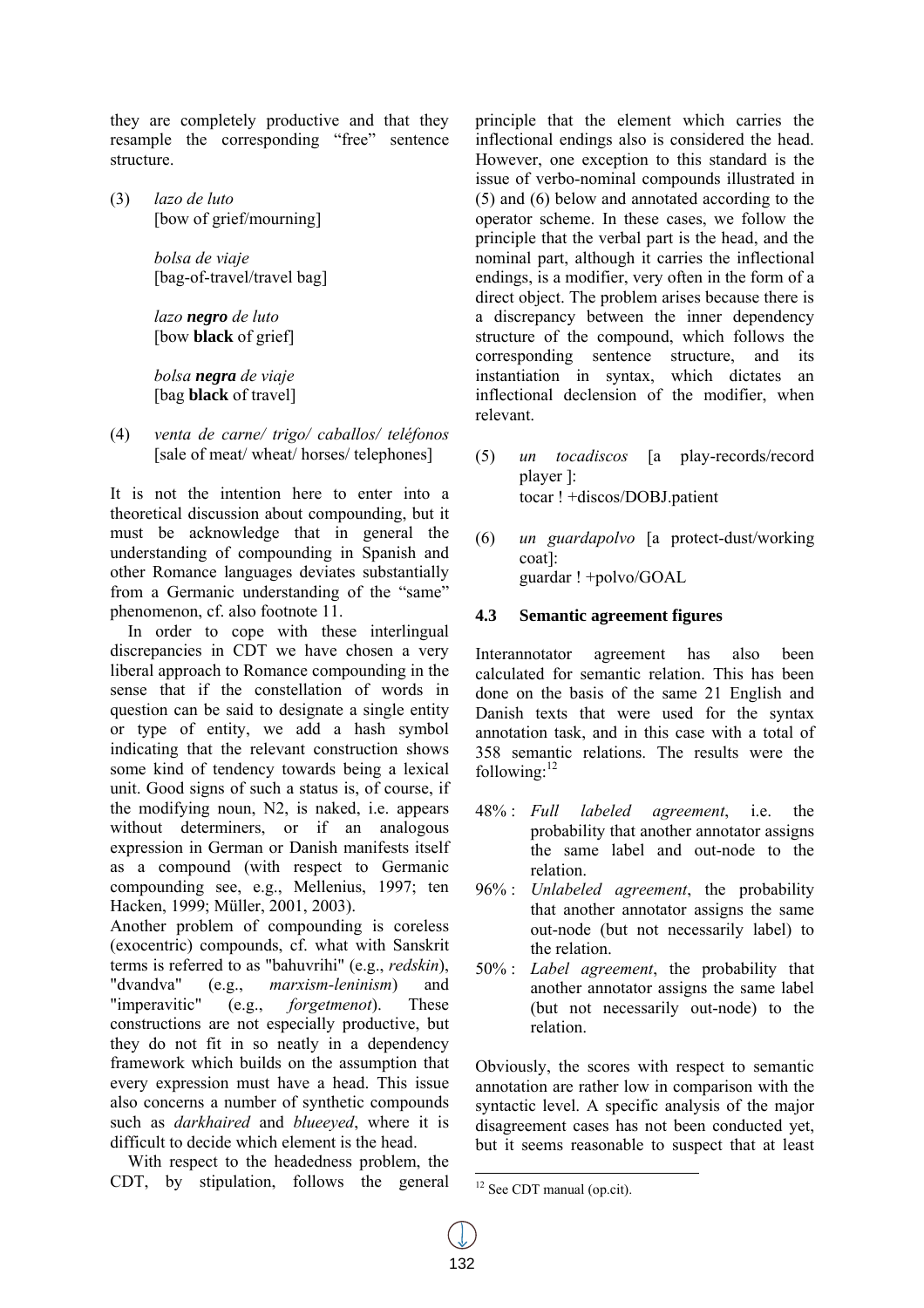they are completely productive and that they resample the corresponding "free" sentence structure.

(3) *lazo de luto*
[bow of grief/mourning]

*bolsa de viaje*
[bag-of-travel/travel bag]

*lazo **negro** de luto*
[bow **black** of grief]

*bolsa **negra** de viaje*
[bag **black** of travel]

(4) *venta de carne/ trigo/ caballos/ teléfonos*
[sale of meat/ wheat/ horses/ telephones]

It is not the intention here to enter into a theoretical discussion about compounding, but it must be acknowledge that in general the understanding of compounding in Spanish and other Romance languages deviates substantially from a Germanic understanding of the "same" phenomenon, cf. also footnote 11.

In order to cope with these interlingual discrepancies in CDT we have chosen a very liberal approach to Romance compounding in the sense that if the constellation of words in question can be said to designate a single entity or type of entity, we add a hash symbol indicating that the relevant construction shows some kind of tendency towards being a lexical unit. Good signs of such a status is, of course, if the modifying noun, N2, is naked, i.e. appears without determiners, or if an analogous expression in German or Danish manifests itself as a compound (with respect to Germanic compounding see, e.g., Mellenius, 1997; ten Hacken, 1999; Müller, 2001, 2003).

Another problem of compounding is coreless (exocentric) compounds, cf. what with Sanskrit terms is referred to as "bahuvrihi" (e.g., *redskin*), "dvandva" (e.g., *marxism-leninism*) and "imperavitic" (e.g., *forgetmenot*). These constructions are not especially productive, but they do not fit in so neatly in a dependency framework which builds on the assumption that every expression must have a head. This issue also concerns a number of synthetic compounds such as *darkhaired* and *blueeyed*, where it is difficult to decide which element is the head.

With respect to the headedness problem, the CDT, by stipulation, follows the general principle that the element which carries the inflectional endings also is considered the head. However, one exception to this standard is the issue of verbo-nominal compounds illustrated in (5) and (6) below and annotated according to the operator scheme. In these cases, we follow the principle that the verbal part is the head, and the nominal part, although it carries the inflectional endings, is a modifier, very often in the form of a direct object. The problem arises because there is a discrepancy between the inner dependency structure of the compound, which follows the corresponding sentence structure, and its instantiation in syntax, which dictates an inflectional declension of the modifier, when relevant.

(5) *un tocadiscos* [a play-records/record player ]:
tocar ! +discos/DOBJ.patient

(6) *un guardapolvo* [a protect-dust/working coat]:
guardar ! +polvo/GOAL

### 4.3 Semantic agreement figures

Interannotator agreement has also been calculated for semantic relation. This has been done on the basis of the same 21 English and Danish texts that were used for the syntax annotation task, and in this case with a total of 358 semantic relations. The results were the following:[12]

48% : *Full labeled agreement*, i.e. the probability that another annotator assigns the same label and out-node to the relation.
96% : *Unlabeled agreement*, the probability that another annotator assigns the same out-node (but not necessarily label) to the relation.
50% : *Label agreement*, the probability that another annotator assigns the same label (but not necessarily out-node) to the relation.

Obviously, the scores with respect to semantic annotation are rather low in comparison with the syntactic level. A specific analysis of the major disagreement cases has not been conducted yet, but it seems reasonable to suspect that at least

[12] See CDT manual (op.cit).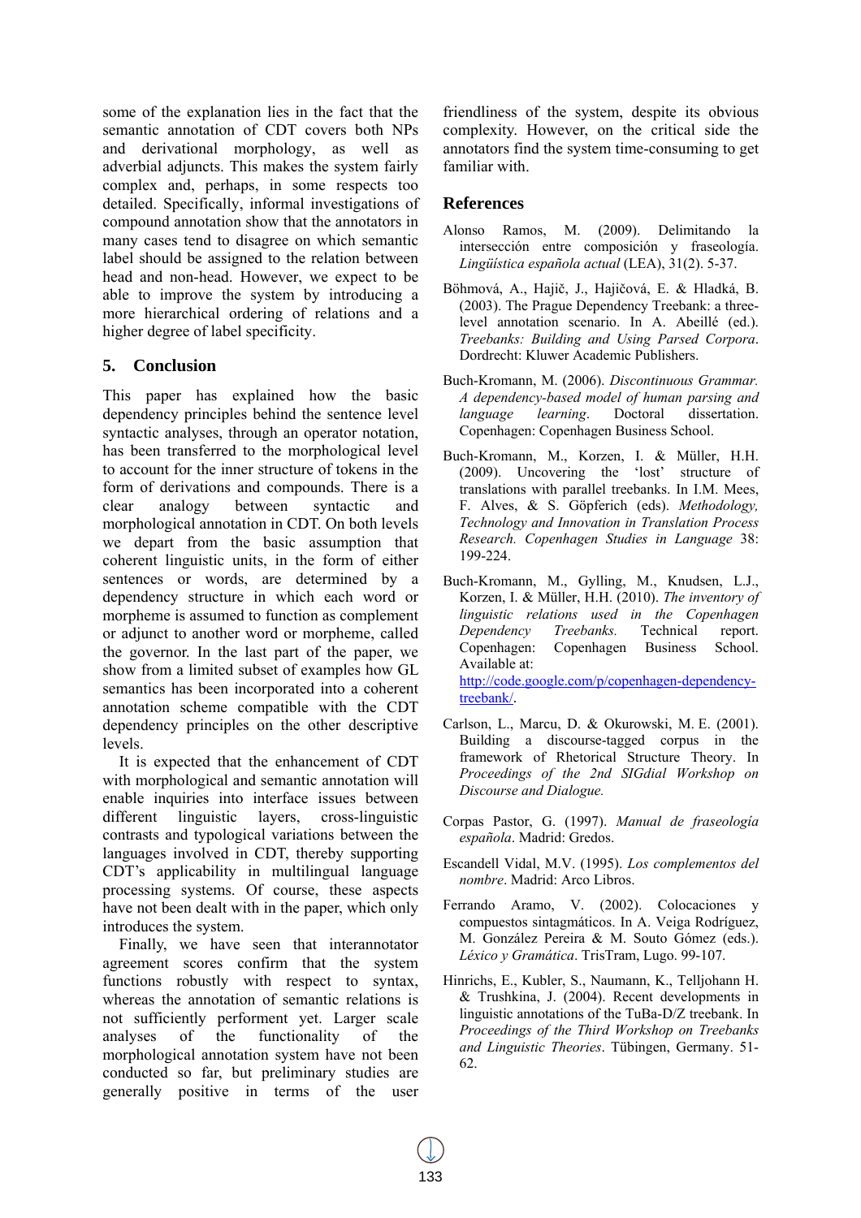some of the explanation lies in the fact that the semantic annotation of CDT covers both NPs and derivational morphology, as well as adverbial adjuncts. This makes the system fairly complex and, perhaps, in some respects too detailed. Specifically, informal investigations of compound annotation show that the annotators in many cases tend to disagree on which semantic label should be assigned to the relation between head and non-head. However, we expect to be able to improve the system by introducing a more hierarchical ordering of relations and a higher degree of label specificity.

## 5. Conclusion

This paper has explained how the basic dependency principles behind the sentence level syntactic analyses, through an operator notation, has been transferred to the morphological level to account for the inner structure of tokens in the form of derivations and compounds. There is a clear analogy between syntactic and morphological annotation in CDT. On both levels we depart from the basic assumption that coherent linguistic units, in the form of either sentences or words, are determined by a dependency structure in which each word or morpheme is assumed to function as complement or adjunct to another word or morpheme, called the governor. In the last part of the paper, we show from a limited subset of examples how GL semantics has been incorporated into a coherent annotation scheme compatible with the CDT dependency principles on the other descriptive levels.

It is expected that the enhancement of CDT with morphological and semantic annotation will enable inquiries into interface issues between different linguistic layers, cross-linguistic contrasts and typological variations between the languages involved in CDT, thereby supporting CDT's applicability in multilingual language processing systems. Of course, these aspects have not been dealt with in the paper, which only introduces the system.

Finally, we have seen that interannotator agreement scores confirm that the system functions robustly with respect to syntax, whereas the annotation of semantic relations is not sufficiently performent yet. Larger scale analyses of the functionality of the morphological annotation system have not been conducted so far, but preliminary studies are generally positive in terms of the user friendliness of the system, despite its obvious complexity. However, on the critical side the annotators find the system time-consuming to get familiar with.

## References

Alonso Ramos, M. (2009). Delimitando la intersección entre composición y fraseología. *Lingüística española actual* (LEA), 31(2). 5-37.

Böhmová, A., Hajič, J., Hajičová, E. & Hladká, B. (2003). The Prague Dependency Treebank: a three-level annotation scenario. In A. Abeillé (ed.). *Treebanks: Building and Using Parsed Corpora*. Dordrecht: Kluwer Academic Publishers.

Buch-Kromann, M. (2006). *Discontinuous Grammar. A dependency-based model of human parsing and language learning*. Doctoral dissertation. Copenhagen: Copenhagen Business School.

Buch-Kromann, M., Korzen, I. & Müller, H.H. (2009). Uncovering the 'lost' structure of translations with parallel treebanks. In I.M. Mees, F. Alves, & S. Göpferich (eds). *Methodology, Technology and Innovation in Translation Process Research. Copenhagen Studies in Language* 38: 199-224.

Buch-Kromann, M., Gylling, M., Knudsen, L.J., Korzen, I. & Müller, H.H. (2010). *The inventory of linguistic relations used in the Copenhagen Dependency Treebanks*. Technical report. Copenhagen: Copenhagen Business School. Available at: http://code.google.com/p/copenhagen-dependency-treebank/.

Carlson, L., Marcu, D. & Okurowski, M. E. (2001). Building a discourse-tagged corpus in the framework of Rhetorical Structure Theory. In *Proceedings of the 2nd SIGdial Workshop on Discourse and Dialogue.*

Corpas Pastor, G. (1997). *Manual de fraseología española*. Madrid: Gredos.

Escandell Vidal, M.V. (1995). *Los complementos del nombre*. Madrid: Arco Libros.

Ferrando Aramo, V. (2002). Colocaciones y compuestos sintagmáticos. In A. Veiga Rodríguez, M. González Pereira & M. Souto Gómez (eds.). *Léxico y Gramática*. TrisTram, Lugo. 99-107.

Hinrichs, E., Kubler, S., Naumann, K., Telljohann H. & Trushkina, J. (2004). Recent developments in linguistic annotations of the TuBa-D/Z treebank. In *Proceedings of the Third Workshop on Treebanks and Linguistic Theories*. Tübingen, Germany. 51-62.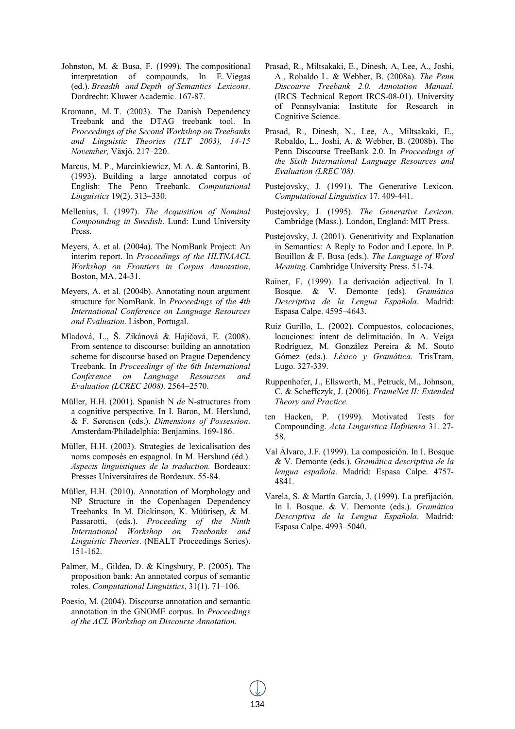Johnston, M. & Busa, F. (1999). The compositional interpretation of compounds, In E. Viegas (ed.). *Breadth and Depth of Semantics Lexicons*. Dordrecht: Kluwer Academic. 167-87.

Kromann, M. T. (2003). The Danish Dependency Treebank and the DTAG treebank tool. In *Proceedings of the Second Workshop on Treebanks and Linguistic Theories (TLT 2003), 14-15 November,* Växjö. 217–220.

Marcus, M. P., Marcinkiewicz, M. A. & Santorini, B. (1993). Building a large annotated corpus of English: The Penn Treebank. *Computational Linguistics* 19(2). 313–330.

Mellenius, I. (1997). *The Acquisition of Nominal Compounding in Swedish*. Lund: Lund University Press.

Meyers, A. et al. (2004a). The NomBank Project: An interim report. In *Proceedings of the HLTNAACL Workshop on Frontiers in Corpus Annotation*, Boston, MA. 24-31.

Meyers, A. et al. (2004b). Annotating noun argument structure for NomBank. In *Proceedings of the 4th International Conference on Language Resources and Evaluation*. Lisbon, Portugal.

Mladová, L., Š. Zikánová & Hajičová, E. (2008). From sentence to discourse: building an annotation scheme for discourse based on Prague Dependency Treebank. In *Proceedings of the 6th International Conference on Language Resources and Evaluation (LCREC 2008).* 2564–2570.

Müller, H.H. (2001). Spanish N *de* N-structures from a cognitive perspective. In I. Baron, M. Herslund, & F. Sørensen (eds.). *Dimensions of Possession*. Amsterdam/Philadelphia: Benjamins. 169-186.

Müller, H.H. (2003). Strategies de lexicalisation des noms composés en espagnol. In M. Herslund (éd.). *Aspects linguistiques de la traduction.* Bordeaux: Presses Universitaires de Bordeaux. 55-84.

Müller, H.H. (2010). Annotation of Morphology and NP Structure in the Copenhagen Dependency Treebanks*.* In M. Dickinson, K. Müürisep, & M. Passarotti, (eds.). *Proceeding of the Ninth International Workshop on Treebanks and Linguistic Theories*. (NEALT Proceedings Series). 151-162.

Palmer, M., Gildea, D. & Kingsbury, P. (2005). The proposition bank: An annotated corpus of semantic roles. *Computational Linguistics*, 31(1). 71–106.

Poesio, M. (2004). Discourse annotation and semantic annotation in the GNOME corpus. In *Proceedings of the ACL Workshop on Discourse Annotation.*

Prasad, R., Miltsakaki, E., Dinesh, A, Lee, A., Joshi, A., Robaldo L. & Webber, B. (2008a). *The Penn Discourse Treebank 2.0. Annotation Manual*. (IRCS Technical Report IRCS-08-01). University of Pennsylvania: Institute for Research in Cognitive Science.

Prasad, R., Dinesh, N., Lee, A., Miltsakaki, E., Robaldo, L., Joshi, A. & Webber, B. (2008b). The Penn Discourse TreeBank 2.0. In *Proceedings of the Sixth International Language Resources and Evaluation (LREC'08).*

Pustejovsky, J. (1991). The Generative Lexicon. *Computational Linguistics* 17. 409-441.

Pustejovsky, J. (1995). *The Generative Lexicon*. Cambridge (Mass.). London, England: MIT Press.

Pustejovsky, J. (2001). Generativity and Explanation in Semantics: A Reply to Fodor and Lepore. In P. Bouillon & F. Busa (eds.). *The Language of Word Meaning*. Cambridge University Press. 51-74.

Rainer, F. (1999). La derivación adjectival. In I. Bosque. & V. Demonte (eds). *Gramática Descriptiva de la Lengua Española*. Madrid: Espasa Calpe. 4595–4643.

Ruiz Gurillo, L. (2002). Compuestos, colocaciones, locuciones: intent de delimitación. In A. Veiga Rodríguez, M. González Pereira & M. Souto Gómez (eds.). *Léxico y Gramática*. TrisTram, Lugo. 327-339.

Ruppenhofer, J., Ellsworth, M., Petruck, M., Johnson, C. & Scheffczyk, J. (2006). *FrameNet II: Extended Theory and Practice*.

ten Hacken, P. (1999). Motivated Tests for Compounding. *Acta Linguistica Hafniensa* 31. 27-58.

Val Álvaro, J.F. (1999). La composición. In I. Bosque & V. Demonte (eds.). *Gramática descriptiva de la lengua española*. Madrid: Espasa Calpe. 4757-4841.

Varela, S. & Martín García, J. (1999). La prefijación. In I. Bosque. & V. Demonte (eds.). *Gramática Descriptiva de la Lengua Española*. Madrid: Espasa Calpe. 4993–5040.